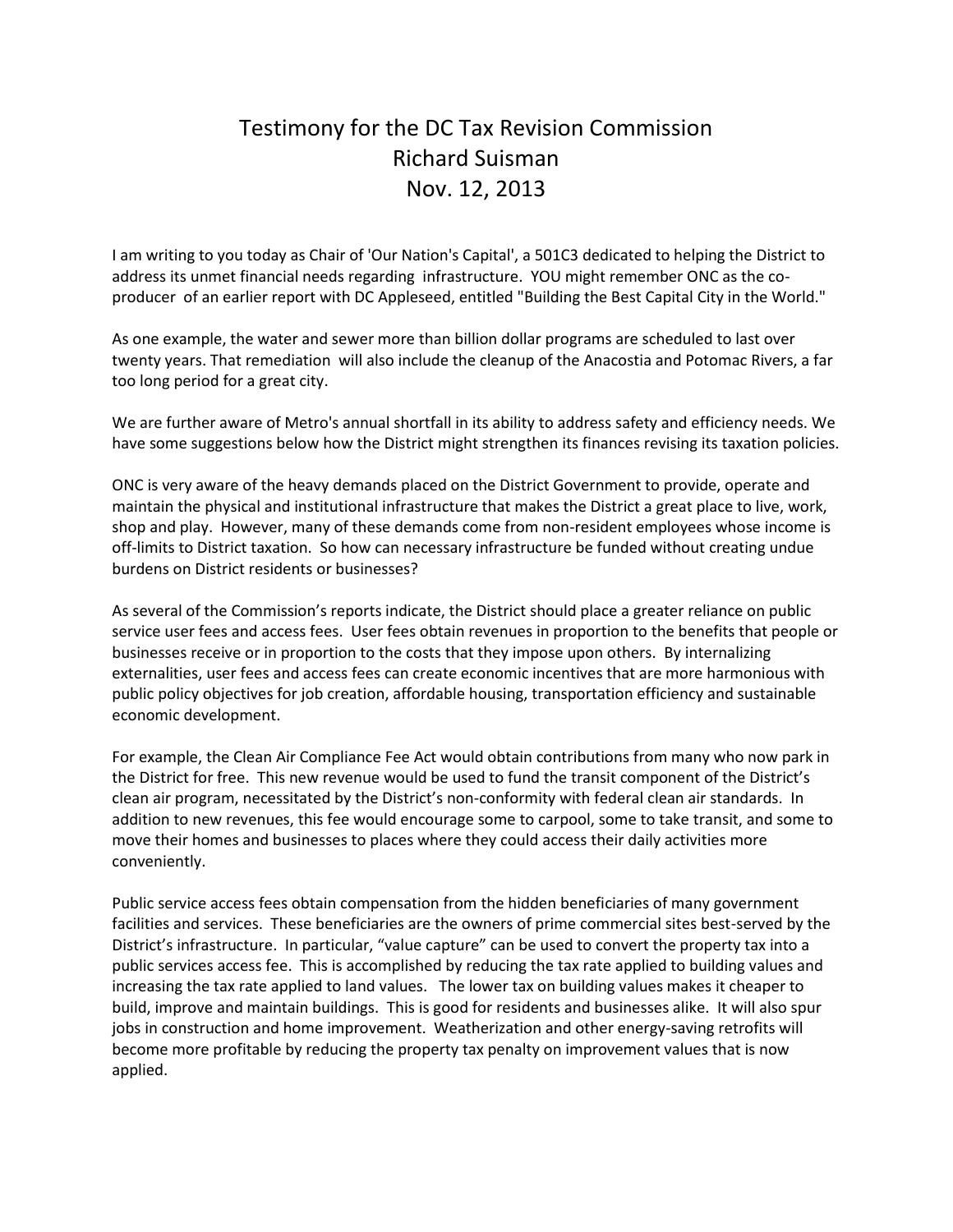# Testimony for the DC Tax Revision Commission
## Richard Suisman
## Nov. 12, 2013

I am writing to you today as Chair of 'Our Nation's Capital', a 501C3 dedicated to helping the District to address its unmet financial needs regarding infrastructure. YOU might remember ONC as the co-producer of an earlier report with DC Appleseed, entitled "Building the Best Capital City in the World."

As one example, the water and sewer more than billion dollar programs are scheduled to last over twenty years. That remediation will also include the cleanup of the Anacostia and Potomac Rivers, a far too long period for a great city.

We are further aware of Metro's annual shortfall in its ability to address safety and efficiency needs. We have some suggestions below how the District might strengthen its finances revising its taxation policies.

ONC is very aware of the heavy demands placed on the District Government to provide, operate and maintain the physical and institutional infrastructure that makes the District a great place to live, work, shop and play. However, many of these demands come from non-resident employees whose income is off-limits to District taxation. So how can necessary infrastructure be funded without creating undue burdens on District residents or businesses?

As several of the Commission's reports indicate, the District should place a greater reliance on public service user fees and access fees. User fees obtain revenues in proportion to the benefits that people or businesses receive or in proportion to the costs that they impose upon others. By internalizing externalities, user fees and access fees can create economic incentives that are more harmonious with public policy objectives for job creation, affordable housing, transportation efficiency and sustainable economic development.

For example, the Clean Air Compliance Fee Act would obtain contributions from many who now park in the District for free. This new revenue would be used to fund the transit component of the District's clean air program, necessitated by the District's non-conformity with federal clean air standards. In addition to new revenues, this fee would encourage some to carpool, some to take transit, and some to move their homes and businesses to places where they could access their daily activities more conveniently.

Public service access fees obtain compensation from the hidden beneficiaries of many government facilities and services. These beneficiaries are the owners of prime commercial sites best-served by the District's infrastructure. In particular, "value capture" can be used to convert the property tax into a public services access fee. This is accomplished by reducing the tax rate applied to building values and increasing the tax rate applied to land values. The lower tax on building values makes it cheaper to build, improve and maintain buildings. This is good for residents and businesses alike. It will also spur jobs in construction and home improvement. Weatherization and other energy-saving retrofits will become more profitable by reducing the property tax penalty on improvement values that is now applied.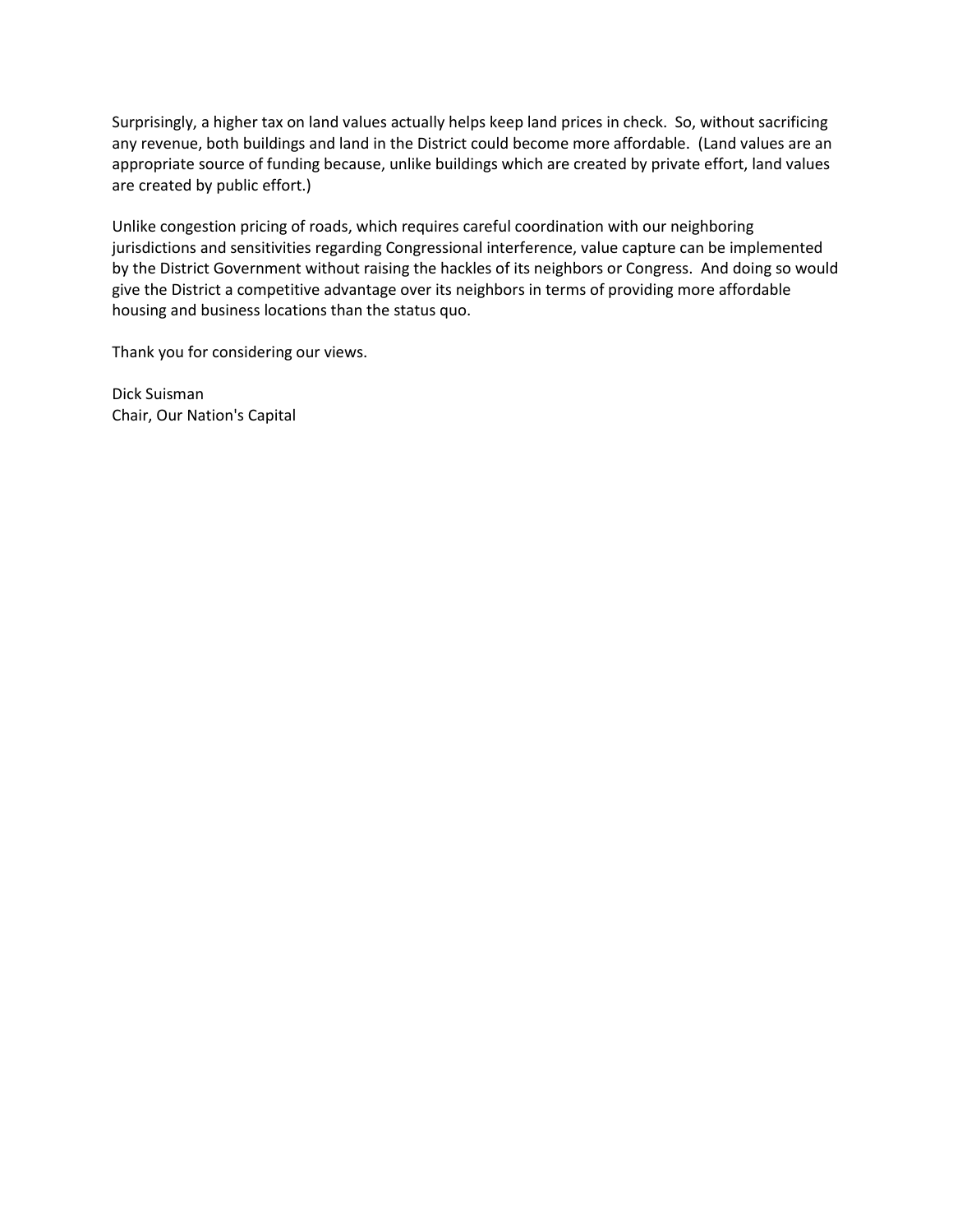Surprisingly, a higher tax on land values actually helps keep land prices in check. So, without sacrificing any revenue, both buildings and land in the District could become more affordable. (Land values are an appropriate source of funding because, unlike buildings which are created by private effort, land values are created by public effort.)

Unlike congestion pricing of roads, which requires careful coordination with our neighboring jurisdictions and sensitivities regarding Congressional interference, value capture can be implemented by the District Government without raising the hackles of its neighbors or Congress. And doing so would give the District a competitive advantage over its neighbors in terms of providing more affordable housing and business locations than the status quo.

Thank you for considering our views.

Dick Suisman
Chair, Our Nation's Capital